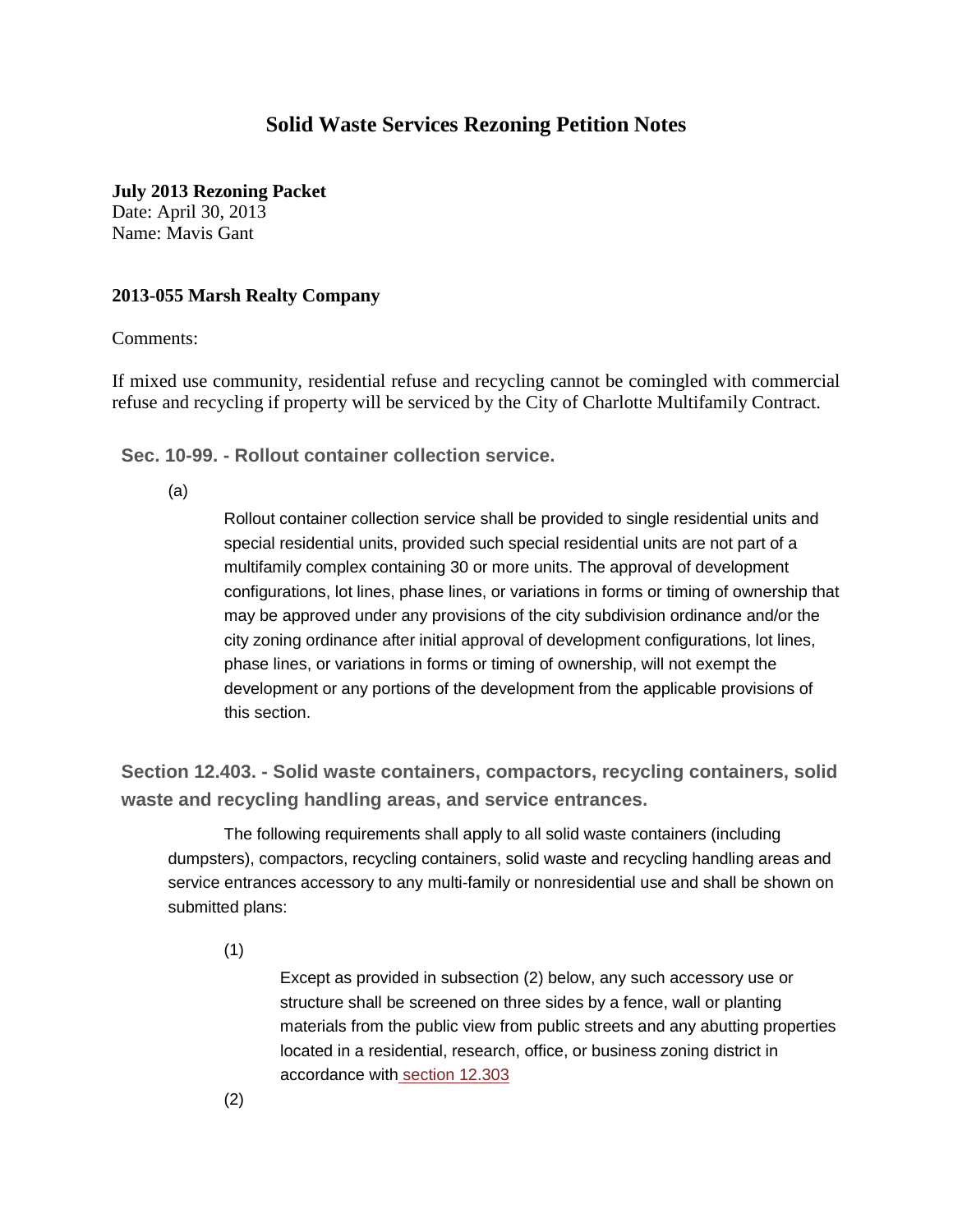# Solid Waste Services Rezoning Petition Notes

**July 2013 Rezoning Packet**
Date: April 30, 2013
Name: Mavis Gant

**2013-055 Marsh Realty Company**

Comments:

If mixed use community, residential refuse and recycling cannot be comingled with commercial refuse and recycling if property will be serviced by the City of Charlotte Multifamily Contract.

### Sec. 10-99. - Rollout container collection service.

(a)

Rollout container collection service shall be provided to single residential units and special residential units, provided such special residential units are not part of a multifamily complex containing 30 or more units. The approval of development configurations, lot lines, phase lines, or variations in forms or timing of ownership that may be approved under any provisions of the city subdivision ordinance and/or the city zoning ordinance after initial approval of development configurations, lot lines, phase lines, or variations in forms or timing of ownership, will not exempt the development or any portions of the development from the applicable provisions of this section.

### Section 12.403. - Solid waste containers, compactors, recycling containers, solid waste and recycling handling areas, and service entrances.

The following requirements shall apply to all solid waste containers (including dumpsters), compactors, recycling containers, solid waste and recycling handling areas and service entrances accessory to any multi-family or nonresidential use and shall be shown on submitted plans:

(1)

Except as provided in subsection (2) below, any such accessory use or structure shall be screened on three sides by a fence, wall or planting materials from the public view from public streets and any abutting properties located in a residential, research, office, or business zoning district in accordance with section 12.303

(2)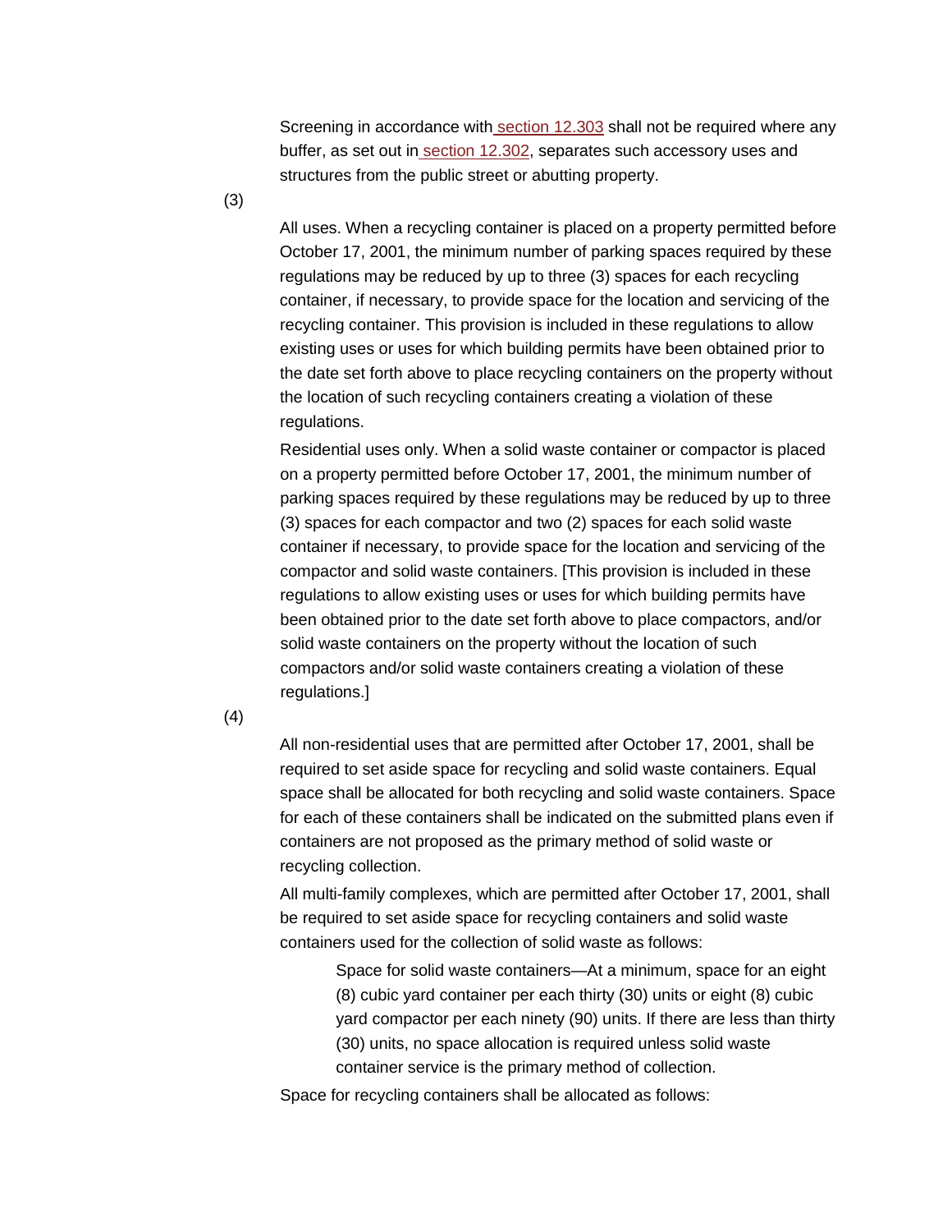Screening in accordance with section 12.303 shall not be required where any buffer, as set out in section 12.302, separates such accessory uses and structures from the public street or abutting property.

(3)

All uses. When a recycling container is placed on a property permitted before October 17, 2001, the minimum number of parking spaces required by these regulations may be reduced by up to three (3) spaces for each recycling container, if necessary, to provide space for the location and servicing of the recycling container. This provision is included in these regulations to allow existing uses or uses for which building permits have been obtained prior to the date set forth above to place recycling containers on the property without the location of such recycling containers creating a violation of these regulations.

Residential uses only. When a solid waste container or compactor is placed on a property permitted before October 17, 2001, the minimum number of parking spaces required by these regulations may be reduced by up to three (3) spaces for each compactor and two (2) spaces for each solid waste container if necessary, to provide space for the location and servicing of the compactor and solid waste containers. [This provision is included in these regulations to allow existing uses or uses for which building permits have been obtained prior to the date set forth above to place compactors, and/or solid waste containers on the property without the location of such compactors and/or solid waste containers creating a violation of these regulations.]

(4)

All non-residential uses that are permitted after October 17, 2001, shall be required to set aside space for recycling and solid waste containers. Equal space shall be allocated for both recycling and solid waste containers. Space for each of these containers shall be indicated on the submitted plans even if containers are not proposed as the primary method of solid waste or recycling collection.

All multi-family complexes, which are permitted after October 17, 2001, shall be required to set aside space for recycling containers and solid waste containers used for the collection of solid waste as follows:

> Space for solid waste containers—At a minimum, space for an eight (8) cubic yard container per each thirty (30) units or eight (8) cubic yard compactor per each ninety (90) units. If there are less than thirty (30) units, no space allocation is required unless solid waste container service is the primary method of collection.

Space for recycling containers shall be allocated as follows: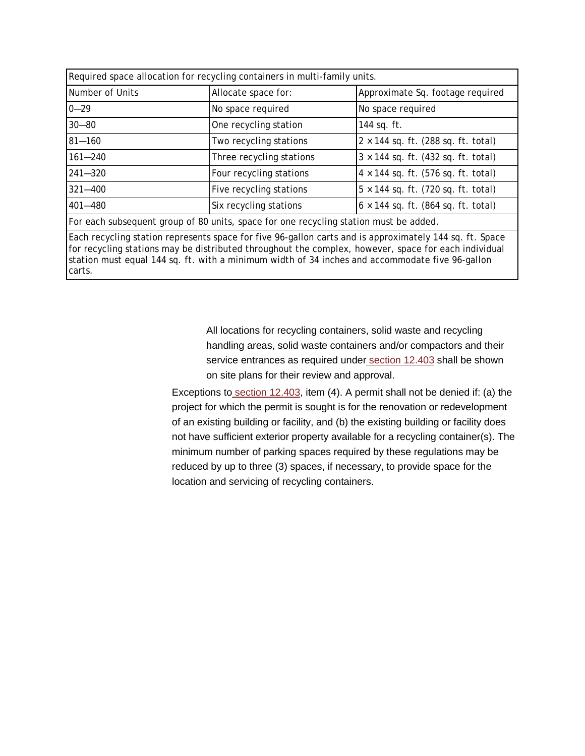| Required space allocation for recycling containers in multi-family units. | | |
|---|---|---|
| Number of Units | Allocate space for: | Approximate Sq. footage required |
| 0—29 | No space required | No space required |
| 30—80 | One recycling station | 144 sq. ft. |
| 81—160 | Two recycling stations | 2 × 144 sq. ft. (288 sq. ft. total) |
| 161—240 | Three recycling stations | 3 × 144 sq. ft. (432 sq. ft. total) |
| 241—320 | Four recycling stations | 4 × 144 sq. ft. (576 sq. ft. total) |
| 321—400 | Five recycling stations | 5 × 144 sq. ft. (720 sq. ft. total) |
| 401—480 | Six recycling stations | 6 × 144 sq. ft. (864 sq. ft. total) |
| For each subsequent group of 80 units, space for one recycling station must be added. | | |
| Each recycling station represents space for five 96-gallon carts and is approximately 144 sq. ft. Space for recycling stations may be distributed throughout the complex, however, space for each individual station must equal 144 sq. ft. with a minimum width of 34 inches and accommodate five 96-gallon carts. | | |

All locations for recycling containers, solid waste and recycling handling areas, solid waste containers and/or compactors and their service entrances as required under section 12.403 shall be shown on site plans for their review and approval.

Exceptions to section 12.403, item (4). A permit shall not be denied if: (a) the project for which the permit is sought is for the renovation or redevelopment of an existing building or facility, and (b) the existing building or facility does not have sufficient exterior property available for a recycling container(s). The minimum number of parking spaces required by these regulations may be reduced by up to three (3) spaces, if necessary, to provide space for the location and servicing of recycling containers.